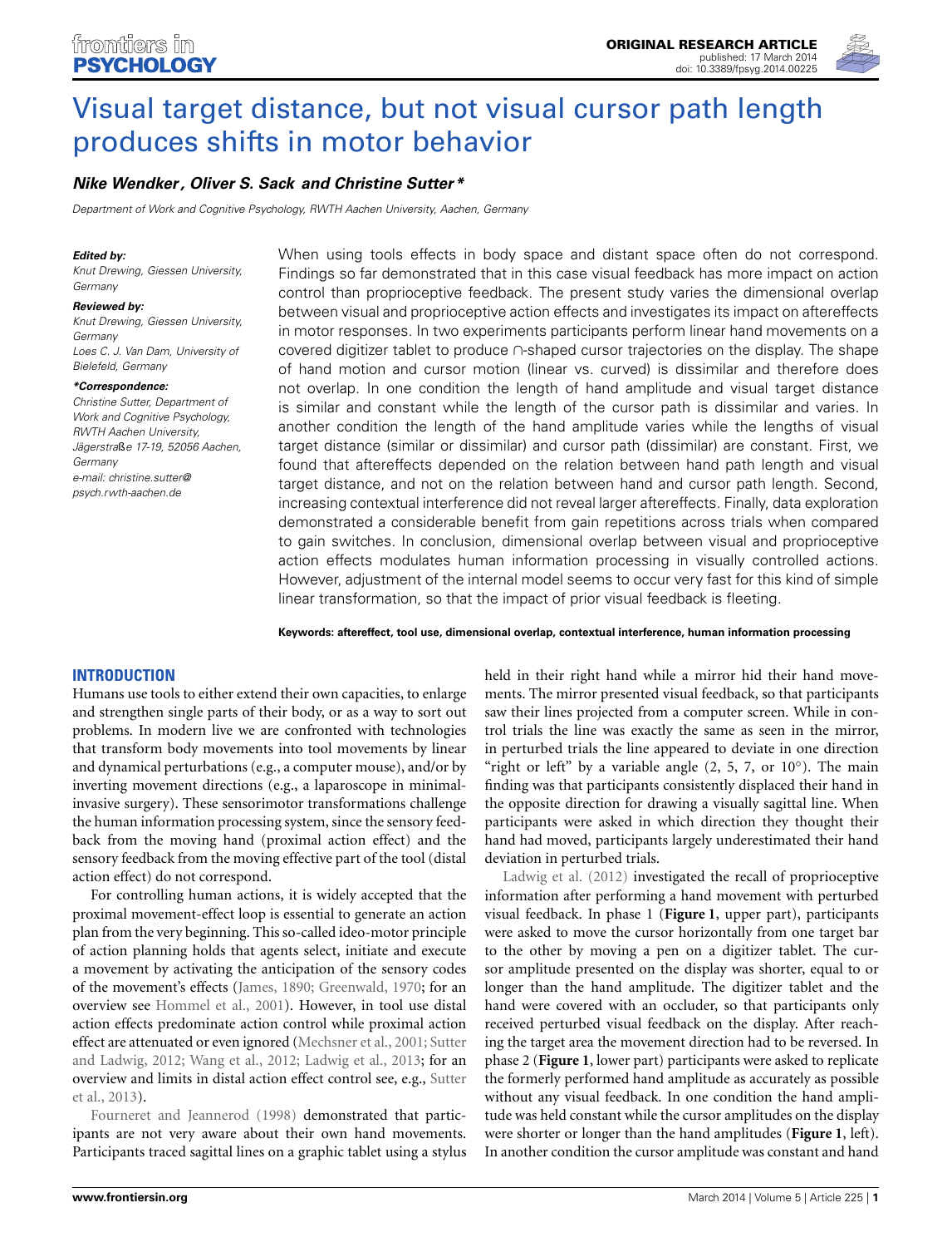ORIGINAL RESEARCH ARTICLE
published: 17 March 2014
doi: 10.3389/fpsyg.2014.00225

# Visual target distance, but not visual cursor path length produces shifts in motor behavior

**Nike Wendker, Oliver S. Sack and Christine Sutter***

*Department of Work and Cognitive Psychology, RWTH Aachen University, Aachen, Germany*

***Edited by:***
*Knut Drewing, Giessen University, Germany*

***Reviewed by:***
*Knut Drewing, Giessen University, Germany*
*Loes C. J. Van Dam, University of Bielefeld, Germany*

***\*Correspondence:***
*Christine Sutter, Department of Work and Cognitive Psychology, RWTH Aachen University, Jägerstraße 17-19, 52056 Aachen, Germany*
*e-mail: christine.sutter@psych.rwth-aachen.de*

When using tools effects in body space and distant space often do not correspond. Findings so far demonstrated that in this case visual feedback has more impact on action control than proprioceptive feedback. The present study varies the dimensional overlap between visual and proprioceptive action effects and investigates its impact on aftereffects in motor responses. In two experiments participants perform linear hand movements on a covered digitizer tablet to produce ∩-shaped cursor trajectories on the display. The shape of hand motion and cursor motion (linear vs. curved) is dissimilar and therefore does not overlap. In one condition the length of hand amplitude and visual target distance is similar and constant while the length of the cursor path is dissimilar and varies. In another condition the length of the hand amplitude varies while the lengths of visual target distance (similar or dissimilar) and cursor path (dissimilar) are constant. First, we found that aftereffects depended on the relation between hand path length and visual target distance, and not on the relation between hand and cursor path length. Second, increasing contextual interference did not reveal larger aftereffects. Finally, data exploration demonstrated a considerable benefit from gain repetitions across trials when compared to gain switches. In conclusion, dimensional overlap between visual and proprioceptive action effects modulates human information processing in visually controlled actions. However, adjustment of the internal model seems to occur very fast for this kind of simple linear transformation, so that the impact of prior visual feedback is fleeting.

**Keywords: aftereffect, tool use, dimensional overlap, contextual interference, human information processing**

## INTRODUCTION

Humans use tools to either extend their own capacities, to enlarge and strengthen single parts of their body, or as a way to sort out problems. In modern live we are confronted with technologies that transform body movements into tool movements by linear and dynamical perturbations (e.g., a computer mouse), and/or by inverting movement directions (e.g., a laparoscope in minimal-invasive surgery). These sensorimotor transformations challenge the human information processing system, since the sensory feedback from the moving hand (proximal action effect) and the sensory feedback from the moving effective part of the tool (distal action effect) do not correspond.

For controlling human actions, it is widely accepted that the proximal movement-effect loop is essential to generate an action plan from the very beginning. This so-called ideo-motor principle of action planning holds that agents select, initiate and execute a movement by activating the anticipation of the sensory codes of the movement's effects (James, 1890; Greenwald, 1970; for an overview see Hommel et al., 2001). However, in tool use distal action effects predominate action control while proximal action effect are attenuated or even ignored (Mechsner et al., 2001; Sutter and Ladwig, 2012; Wang et al., 2012; Ladwig et al., 2013; for an overview and limits in distal action effect control see, e.g., Sutter et al., 2013).

Fourneret and Jeannerod (1998) demonstrated that participants are not very aware about their own hand movements. Participants traced sagittal lines on a graphic tablet using a stylus held in their right hand while a mirror hid their hand movements. The mirror presented visual feedback, so that participants saw their lines projected from a computer screen. While in control trials the line was exactly the same as seen in the mirror, in perturbed trials the line appeared to deviate in one direction "right or left" by a variable angle (2, 5, 7, or 10°). The main finding was that participants consistently displaced their hand in the opposite direction for drawing a visually sagittal line. When participants were asked in which direction they thought their hand had moved, participants largely underestimated their hand deviation in perturbed trials.

Ladwig et al. (2012) investigated the recall of proprioceptive information after performing a hand movement with perturbed visual feedback. In phase 1 (**Figure 1**, upper part), participants were asked to move the cursor horizontally from one target bar to the other by moving a pen on a digitizer tablet. The cursor amplitude presented on the display was shorter, equal to or longer than the hand amplitude. The digitizer tablet and the hand were covered with an occluder, so that participants only received perturbed visual feedback on the display. After reaching the target area the movement direction had to be reversed. In phase 2 (**Figure 1**, lower part) participants were asked to replicate the formerly performed hand amplitude as accurately as possible without any visual feedback. In one condition the hand amplitude was held constant while the cursor amplitudes on the display were shorter or longer than the hand amplitudes (**Figure 1**, left). In another condition the cursor amplitude was constant and hand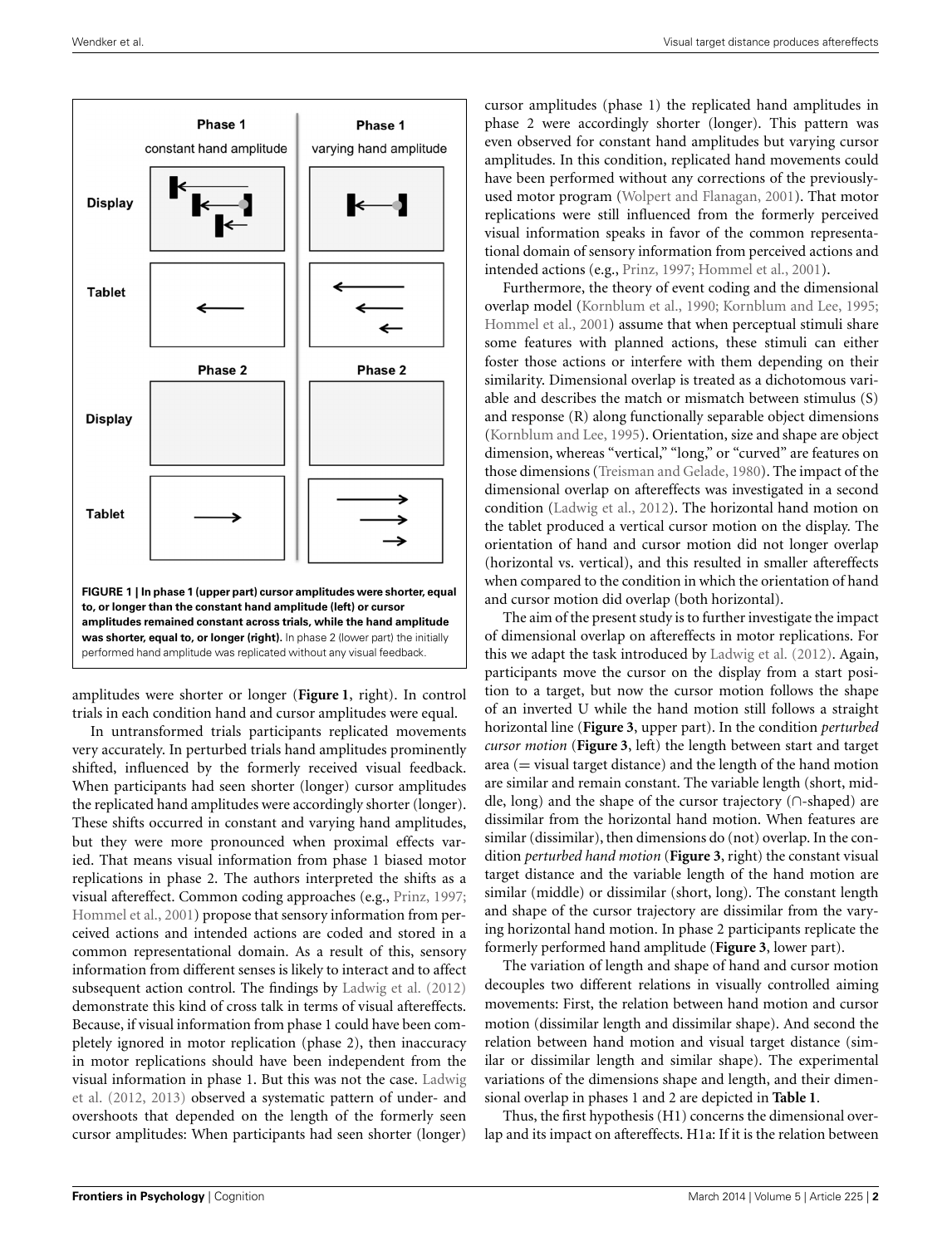**FIGURE 1 | In phase 1 (upper part) cursor amplitudes were shorter, equal to, or longer than the constant hand amplitude (left) or cursor amplitudes remained constant across trials, while the hand amplitude was shorter, equal to, or longer (right).** In phase 2 (lower part) the initially performed hand amplitude was replicated without any visual feedback.

amplitudes were shorter or longer (**Figure 1**, right). In control trials in each condition hand and cursor amplitudes were equal.

In untransformed trials participants replicated movements very accurately. In perturbed trials hand amplitudes prominently shifted, influenced by the formerly received visual feedback. When participants had seen shorter (longer) cursor amplitudes the replicated hand amplitudes were accordingly shorter (longer). These shifts occurred in constant and varying hand amplitudes, but they were more pronounced when proximal effects varied. That means visual information from phase 1 biased motor replications in phase 2. The authors interpreted the shifts as a visual aftereffect. Common coding approaches (e.g., Prinz, 1997; Hommel et al., 2001) propose that sensory information from perceived actions and intended actions are coded and stored in a common representational domain. As a result of this, sensory information from different senses is likely to interact and to affect subsequent action control. The findings by Ladwig et al. (2012) demonstrate this kind of cross talk in terms of visual aftereffects. Because, if visual information from phase 1 could have been completely ignored in motor replication (phase 2), then inaccuracy in motor replications should have been independent from the visual information in phase 1. But this was not the case. Ladwig et al. (2012, 2013) observed a systematic pattern of under- and overshoots that depended on the length of the formerly seen cursor amplitudes: When participants had seen shorter (longer) cursor amplitudes (phase 1) the replicated hand amplitudes in phase 2 were accordingly shorter (longer). This pattern was even observed for constant hand amplitudes but varying cursor amplitudes. In this condition, replicated hand movements could have been performed without any corrections of the previously-used motor program (Wolpert and Flanagan, 2001). That motor replications were still influenced from the formerly perceived visual information speaks in favor of the common representational domain of sensory information from perceived actions and intended actions (e.g., Prinz, 1997; Hommel et al., 2001).

Furthermore, the theory of event coding and the dimensional overlap model (Kornblum et al., 1990; Kornblum and Lee, 1995; Hommel et al., 2001) assume that when perceptual stimuli share some features with planned actions, these stimuli can either foster those actions or interfere with them depending on their similarity. Dimensional overlap is treated as a dichotomous variable and describes the match or mismatch between stimulus (S) and response (R) along functionally separable object dimensions (Kornblum and Lee, 1995). Orientation, size and shape are object dimension, whereas "vertical," "long," or "curved" are features on those dimensions (Treisman and Gelade, 1980). The impact of the dimensional overlap on aftereffects was investigated in a second condition (Ladwig et al., 2012). The horizontal hand motion on the tablet produced a vertical cursor motion on the display. The orientation of hand and cursor motion did not longer overlap (horizontal vs. vertical), and this resulted in smaller aftereffects when compared to the condition in which the orientation of hand and cursor motion did overlap (both horizontal).

The aim of the present study is to further investigate the impact of dimensional overlap on aftereffects in motor replications. For this we adapt the task introduced by Ladwig et al. (2012). Again, participants move the cursor on the display from a start position to a target, but now the cursor motion follows the shape of an inverted U while the hand motion still follows a straight horizontal line (**Figure 3**, upper part). In the condition *perturbed cursor motion* (**Figure 3**, left) the length between start and target area (= visual target distance) and the length of the hand motion are similar and remain constant. The variable length (short, middle, long) and the shape of the cursor trajectory (∩-shaped) are dissimilar from the horizontal hand motion. When features are similar (dissimilar), then dimensions do (not) overlap. In the condition *perturbed hand motion* (**Figure 3**, right) the constant visual target distance and the variable length of the hand motion are similar (middle) or dissimilar (short, long). The constant length and shape of the cursor trajectory are dissimilar from the varying horizontal hand motion. In phase 2 participants replicate the formerly performed hand amplitude (**Figure 3**, lower part).

The variation of length and shape of hand and cursor motion decouples two different relations in visually controlled aiming movements: First, the relation between hand motion and cursor motion (dissimilar length and dissimilar shape). And second the relation between hand motion and visual target distance (similar or dissimilar length and similar shape). The experimental variations of the dimensions shape and length, and their dimensional overlap in phases 1 and 2 are depicted in **Table 1**.

Thus, the first hypothesis (H1) concerns the dimensional overlap and its impact on aftereffects. H1a: If it is the relation between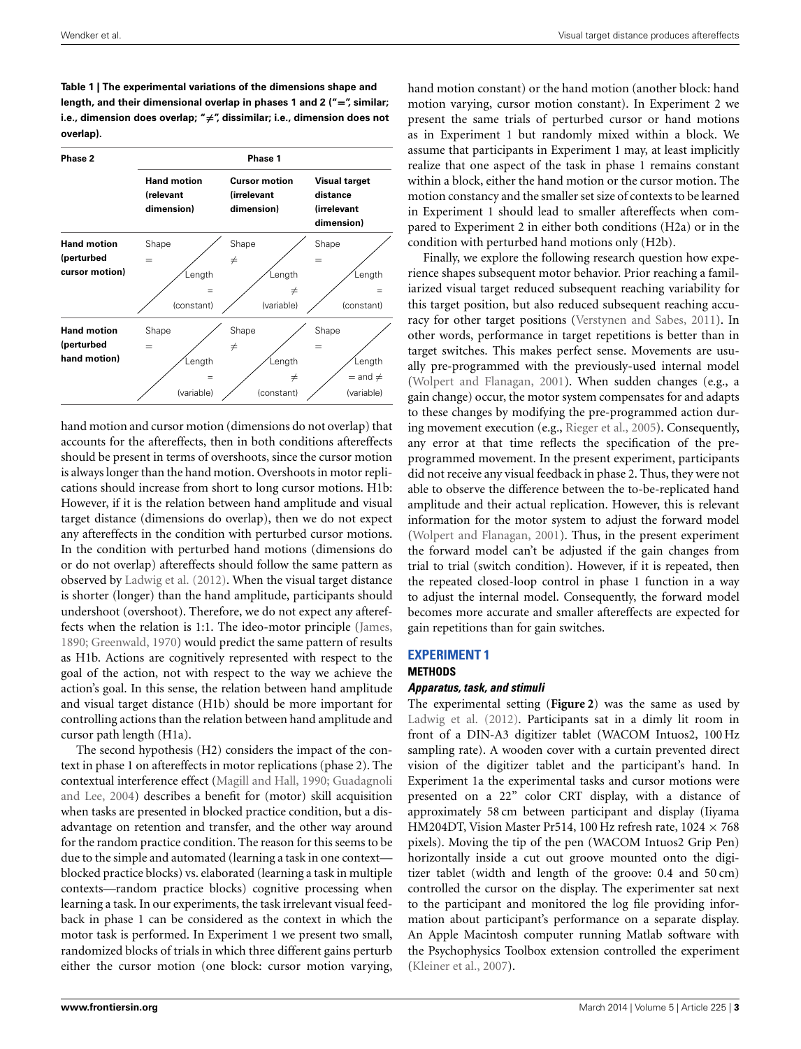**Table 1 | The experimental variations of the dimensions shape and length, and their dimensional overlap in phases 1 and 2 ("=", similar; i.e., dimension does overlap; "≠", dissimilar; i.e., dimension does not overlap).**

| Phase 2 | Phase 1 | | |
|---|---|---|---|
| | **Hand motion (relevant dimension)** | **Cursor motion (irrelevant dimension)** | **Visual target distance (irrelevant dimension)** |
| **Hand motion (perturbed cursor motion)** | Shape = / Length = (constant) | Shape ≠ / Length ≠ (variable) | Shape = / Length = (constant) |
| **Hand motion (perturbed hand motion)** | Shape = / Length = (variable) | Shape ≠ / Length ≠ (constant) | Shape = / Length = and ≠ (variable) |

hand motion and cursor motion (dimensions do not overlap) that accounts for the aftereffects, then in both conditions aftereffects should be present in terms of overshoots, since the cursor motion is always longer than the hand motion. Overshoots in motor replications should increase from short to long cursor motions. H1b: However, if it is the relation between hand amplitude and visual target distance (dimensions do overlap), then we do not expect any aftereffects in the condition with perturbed cursor motions. In the condition with perturbed hand motions (dimensions do or do not overlap) aftereffects should follow the same pattern as observed by Ladwig et al. (2012). When the visual target distance is shorter (longer) than the hand amplitude, participants should undershoot (overshoot). Therefore, we do not expect any aftereffects when the relation is 1:1. The ideo-motor principle (James, 1890; Greenwald, 1970) would predict the same pattern of results as H1b. Actions are cognitively represented with respect to the goal of the action, not with respect to the way we achieve the action's goal. In this sense, the relation between hand amplitude and visual target distance (H1b) should be more important for controlling actions than the relation between hand amplitude and cursor path length (H1a).

The second hypothesis (H2) considers the impact of the context in phase 1 on aftereffects in motor replications (phase 2). The contextual interference effect (Magill and Hall, 1990; Guadagnoli and Lee, 2004) describes a benefit for (motor) skill acquisition when tasks are presented in blocked practice condition, but a disadvantage on retention and transfer, and the other way around for the random practice condition. The reason for this seems to be due to the simple and automated (learning a task in one context—blocked practice blocks) vs. elaborated (learning a task in multiple contexts—random practice blocks) cognitive processing when learning a task. In our experiments, the task irrelevant visual feedback in phase 1 can be considered as the context in which the motor task is performed. In Experiment 1 we present two small, randomized blocks of trials in which three different gains perturb either the cursor motion (one block: cursor motion varying, hand motion constant) or the hand motion (another block: hand motion varying, cursor motion constant). In Experiment 2 we present the same trials of perturbed cursor or hand motions as in Experiment 1 but randomly mixed within a block. We assume that participants in Experiment 1 may, at least implicitly realize that one aspect of the task in phase 1 remains constant within a block, either the hand motion or the cursor motion. The motion constancy and the smaller set size of contexts to be learned in Experiment 1 should lead to smaller aftereffects when compared to Experiment 2 in either both conditions (H2a) or in the condition with perturbed hand motions only (H2b).

Finally, we explore the following research question how experience shapes subsequent motor behavior. Prior reaching a familiarized visual target reduced subsequent reaching variability for this target position, but also reduced subsequent reaching accuracy for other target positions (Verstynen and Sabes, 2011). In other words, performance in target repetitions is better than in target switches. This makes perfect sense. Movements are usually pre-programmed with the previously-used internal model (Wolpert and Flanagan, 2001). When sudden changes (e.g., a gain change) occur, the motor system compensates for and adapts to these changes by modifying the pre-programmed action during movement execution (e.g., Rieger et al., 2005). Consequently, any error at that time reflects the specification of the pre-programmed movement. In the present experiment, participants did not receive any visual feedback in phase 2. Thus, they were not able to observe the difference between the to-be-replicated hand amplitude and their actual replication. However, this is relevant information for the motor system to adjust the forward model (Wolpert and Flanagan, 2001). Thus, in the present experiment the forward model can't be adjusted if the gain changes from trial to trial (switch condition). However, if it is repeated, then the repeated closed-loop control in phase 1 function in a way to adjust the internal model. Consequently, the forward model becomes more accurate and smaller aftereffects are expected for gain repetitions than for gain switches.

## EXPERIMENT 1

### METHODS

#### *Apparatus, task, and stimuli*

The experimental setting (**Figure 2**) was the same as used by Ladwig et al. (2012). Participants sat in a dimly lit room in front of a DIN-A3 digitizer tablet (WACOM Intuos2, 100 Hz sampling rate). A wooden cover with a curtain prevented direct vision of the digitizer tablet and the participant's hand. In Experiment 1a the experimental tasks and cursor motions were presented on a 22" color CRT display, with a distance of approximately 58 cm between participant and display (Iiyama HM204DT, Vision Master Pr514, 100 Hz refresh rate, 1024 × 768 pixels). Moving the tip of the pen (WACOM Intuos2 Grip Pen) horizontally inside a cut out groove mounted onto the digitizer tablet (width and length of the groove: 0.4 and 50 cm) controlled the cursor on the display. The experimenter sat next to the participant and monitored the log file providing information about participant's performance on a separate display. An Apple Macintosh computer running Matlab software with the Psychophysics Toolbox extension controlled the experiment (Kleiner et al., 2007).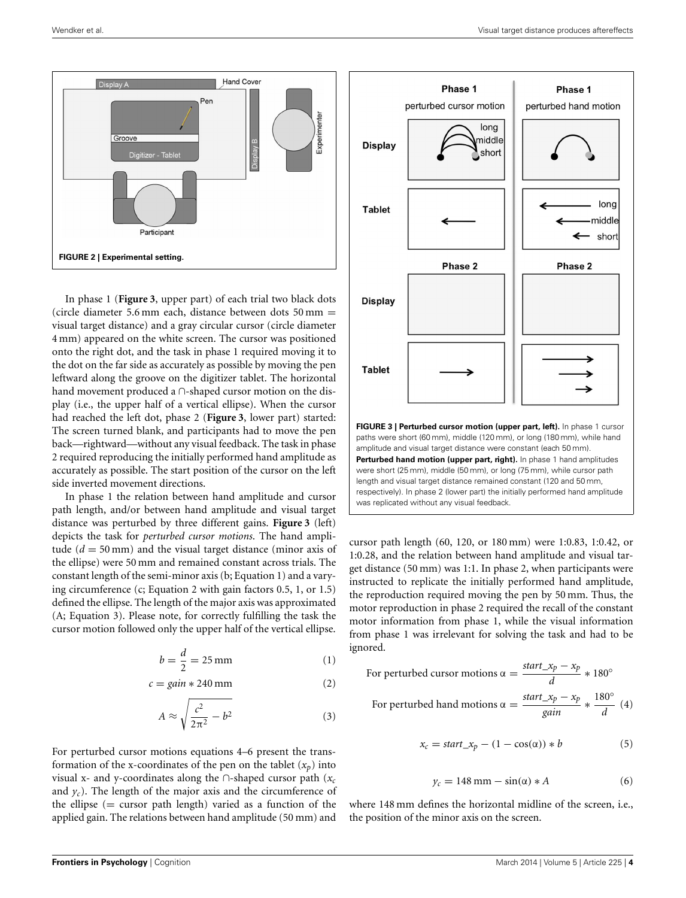**FIGURE 2 | Experimental setting.**

In phase 1 (**Figure 3**, upper part) of each trial two black dots (circle diameter 5.6 mm each, distance between dots 50 mm = visual target distance) and a gray circular cursor (circle diameter 4 mm) appeared on the white screen. The cursor was positioned onto the right dot, and the task in phase 1 required moving it to the dot on the far side as accurately as possible by moving the pen leftward along the groove on the digitizer tablet. The horizontal hand movement produced a ∩-shaped cursor motion on the display (i.e., the upper half of a vertical ellipse). When the cursor had reached the left dot, phase 2 (**Figure 3**, lower part) started: The screen turned blank, and participants had to move the pen back—rightward—without any visual feedback. The task in phase 2 required reproducing the initially performed hand amplitude as accurately as possible. The start position of the cursor on the left side inverted movement directions.

In phase 1 the relation between hand amplitude and cursor path length, and/or between hand amplitude and visual target distance was perturbed by three different gains. **Figure 3** (left) depicts the task for *perturbed cursor motions*. The hand amplitude ($d = 50$ mm) and the visual target distance (minor axis of the ellipse) were 50 mm and remained constant across trials. The constant length of the semi-minor axis (b; Equation 1) and a varying circumference (c; Equation 2 with gain factors 0.5, 1, or 1.5) defined the ellipse. The length of the major axis was approximated (A; Equation 3). Please note, for correctly fulfilling the task the cursor motion followed only the upper half of the vertical ellipse.

$$b = \frac{d}{2} = 25\,\text{mm} \tag{1}$$

$$c = gain * 240\,\text{mm} \tag{2}$$

$$A \approx \sqrt{\frac{c^2}{2\pi^2} - b^2} \tag{3}$$

For perturbed cursor motions equations 4–6 present the transformation of the x-coordinates of the pen on the tablet ($x_p$) into visual x- and y-coordinates along the ∩-shaped cursor path ($x_c$ and $y_c$). The length of the major axis and the circumference of the ellipse (= cursor path length) varied as a function of the applied gain. The relations between hand amplitude (50 mm) and cursor path length (60, 120, or 180 mm) were 1:0.83, 1:0.42, or 1:0.28, and the relation between hand amplitude and visual target distance (50 mm) was 1:1. In phase 2, when participants were instructed to replicate the initially performed hand amplitude, the reproduction required moving the pen by 50 mm. Thus, the motor reproduction in phase 2 required the recall of the constant motor information from phase 1, while the visual information from phase 1 was irrelevant for solving the task and had to be ignored.

**FIGURE 3 | Perturbed cursor motion (upper part, left).** In phase 1 cursor paths were short (60 mm), middle (120 mm), or long (180 mm), while hand amplitude and visual target distance were constant (each 50 mm). **Perturbed hand motion (upper part, right).** In phase 1 hand amplitudes were short (25 mm), middle (50 mm), or long (75 mm), while cursor path length and visual target distance remained constant (120 and 50 mm, respectively). In phase 2 (lower part) the initially performed hand amplitude was replicated without any visual feedback.

$$\text{For perturbed cursor motions } \alpha = \frac{start\_x_p - x_p}{d} * 180^\circ$$

$$\text{For perturbed hand motions } \alpha = \frac{start\_x_p - x_p}{gain} * \frac{180^\circ}{d} \tag{4}$$

$$x_c = start\_x_p - (1 - \cos(\alpha)) * b \tag{5}$$

$$y_c = 148\,\text{mm} - \sin(\alpha) * A \tag{6}$$

where 148 mm defines the horizontal midline of the screen, i.e., the position of the minor axis on the screen.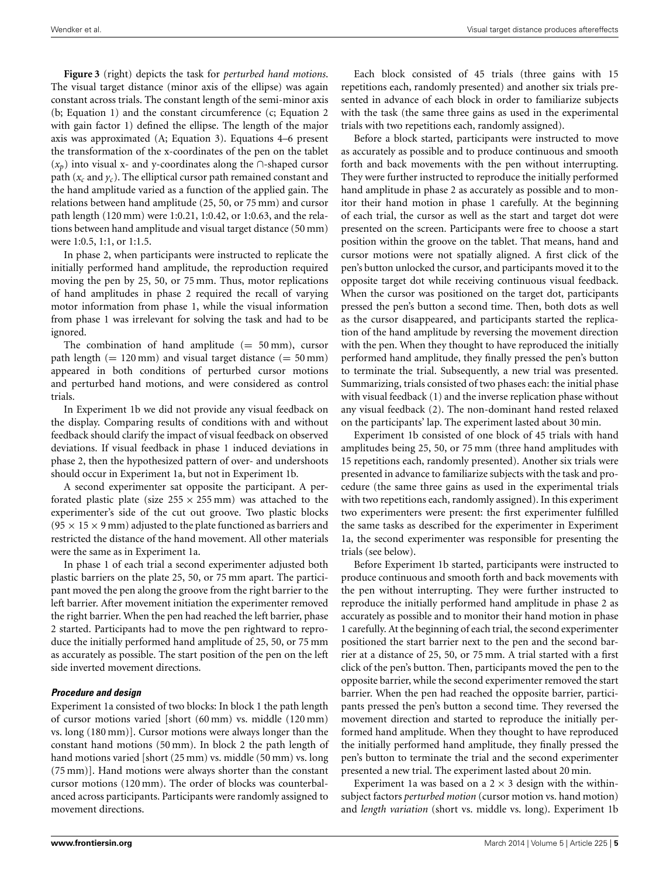**Figure 3** (right) depicts the task for *perturbed hand motions*. The visual target distance (minor axis of the ellipse) was again constant across trials. The constant length of the semi-minor axis (b; Equation 1) and the constant circumference (c; Equation 2 with gain factor 1) defined the ellipse. The length of the major axis was approximated (A; Equation 3). Equations 4–6 present the transformation of the x-coordinates of the pen on the tablet ($x_p$) into visual x- and y-coordinates along the ∩-shaped cursor path ($x_c$ and $y_c$). The elliptical cursor path remained constant and the hand amplitude varied as a function of the applied gain. The relations between hand amplitude (25, 50, or 75 mm) and cursor path length (120 mm) were 1:0.21, 1:0.42, or 1:0.63, and the relations between hand amplitude and visual target distance (50 mm) were 1:0.5, 1:1, or 1:1.5.

In phase 2, when participants were instructed to replicate the initially performed hand amplitude, the reproduction required moving the pen by 25, 50, or 75 mm. Thus, motor replications of hand amplitudes in phase 2 required the recall of varying motor information from phase 1, while the visual information from phase 1 was irrelevant for solving the task and had to be ignored.

The combination of hand amplitude (= 50 mm), cursor path length (= 120 mm) and visual target distance (= 50 mm) appeared in both conditions of perturbed cursor motions and perturbed hand motions, and were considered as control trials.

In Experiment 1b we did not provide any visual feedback on the display. Comparing results of conditions with and without feedback should clarify the impact of visual feedback on observed deviations. If visual feedback in phase 1 induced deviations in phase 2, then the hypothesized pattern of over- and undershoots should occur in Experiment 1a, but not in Experiment 1b.

A second experimenter sat opposite the participant. A perforated plastic plate (size 255 × 255 mm) was attached to the experimenter's side of the cut out groove. Two plastic blocks (95 × 15 × 9 mm) adjusted to the plate functioned as barriers and restricted the distance of the hand movement. All other materials were the same as in Experiment 1a.

In phase 1 of each trial a second experimenter adjusted both plastic barriers on the plate 25, 50, or 75 mm apart. The participant moved the pen along the groove from the right barrier to the left barrier. After movement initiation the experimenter removed the right barrier. When the pen had reached the left barrier, phase 2 started. Participants had to move the pen rightward to reproduce the initially performed hand amplitude of 25, 50, or 75 mm as accurately as possible. The start position of the pen on the left side inverted movement directions.

### *Procedure and design*

Experiment 1a consisted of two blocks: In block 1 the path length of cursor motions varied [short (60 mm) vs. middle (120 mm) vs. long (180 mm)]. Cursor motions were always longer than the constant hand motions (50 mm). In block 2 the path length of hand motions varied [short (25 mm) vs. middle (50 mm) vs. long (75 mm)]. Hand motions were always shorter than the constant cursor motions (120 mm). The order of blocks was counterbalanced across participants. Participants were randomly assigned to movement directions.

Each block consisted of 45 trials (three gains with 15 repetitions each, randomly presented) and another six trials presented in advance of each block in order to familiarize subjects with the task (the same three gains as used in the experimental trials with two repetitions each, randomly assigned).

Before a block started, participants were instructed to move as accurately as possible and to produce continuous and smooth forth and back movements with the pen without interrupting. They were further instructed to reproduce the initially performed hand amplitude in phase 2 as accurately as possible and to monitor their hand motion in phase 1 carefully. At the beginning of each trial, the cursor as well as the start and target dot were presented on the screen. Participants were free to choose a start position within the groove on the tablet. That means, hand and cursor motions were not spatially aligned. A first click of the pen's button unlocked the cursor, and participants moved it to the opposite target dot while receiving continuous visual feedback. When the cursor was positioned on the target dot, participants pressed the pen's button a second time. Then, both dots as well as the cursor disappeared, and participants started the replication of the hand amplitude by reversing the movement direction with the pen. When they thought to have reproduced the initially performed hand amplitude, they finally pressed the pen's button to terminate the trial. Subsequently, a new trial was presented. Summarizing, trials consisted of two phases each: the initial phase with visual feedback (1) and the inverse replication phase without any visual feedback (2). The non-dominant hand rested relaxed on the participants' lap. The experiment lasted about 30 min.

Experiment 1b consisted of one block of 45 trials with hand amplitudes being 25, 50, or 75 mm (three hand amplitudes with 15 repetitions each, randomly presented). Another six trials were presented in advance to familiarize subjects with the task and procedure (the same three gains as used in the experimental trials with two repetitions each, randomly assigned). In this experiment two experimenters were present: the first experimenter fulfilled the same tasks as described for the experimenter in Experiment 1a, the second experimenter was responsible for presenting the trials (see below).

Before Experiment 1b started, participants were instructed to produce continuous and smooth forth and back movements with the pen without interrupting. They were further instructed to reproduce the initially performed hand amplitude in phase 2 as accurately as possible and to monitor their hand motion in phase 1 carefully. At the beginning of each trial, the second experimenter positioned the start barrier next to the pen and the second barrier at a distance of 25, 50, or 75 mm. A trial started with a first click of the pen's button. Then, participants moved the pen to the opposite barrier, while the second experimenter removed the start barrier. When the pen had reached the opposite barrier, participants pressed the pen's button a second time. They reversed the movement direction and started to reproduce the initially performed hand amplitude. When they thought to have reproduced the initially performed hand amplitude, they finally pressed the pen's button to terminate the trial and the second experimenter presented a new trial. The experiment lasted about 20 min.

Experiment 1a was based on a 2 × 3 design with the within-subject factors *perturbed motion* (cursor motion vs. hand motion) and *length variation* (short vs. middle vs. long). Experiment 1b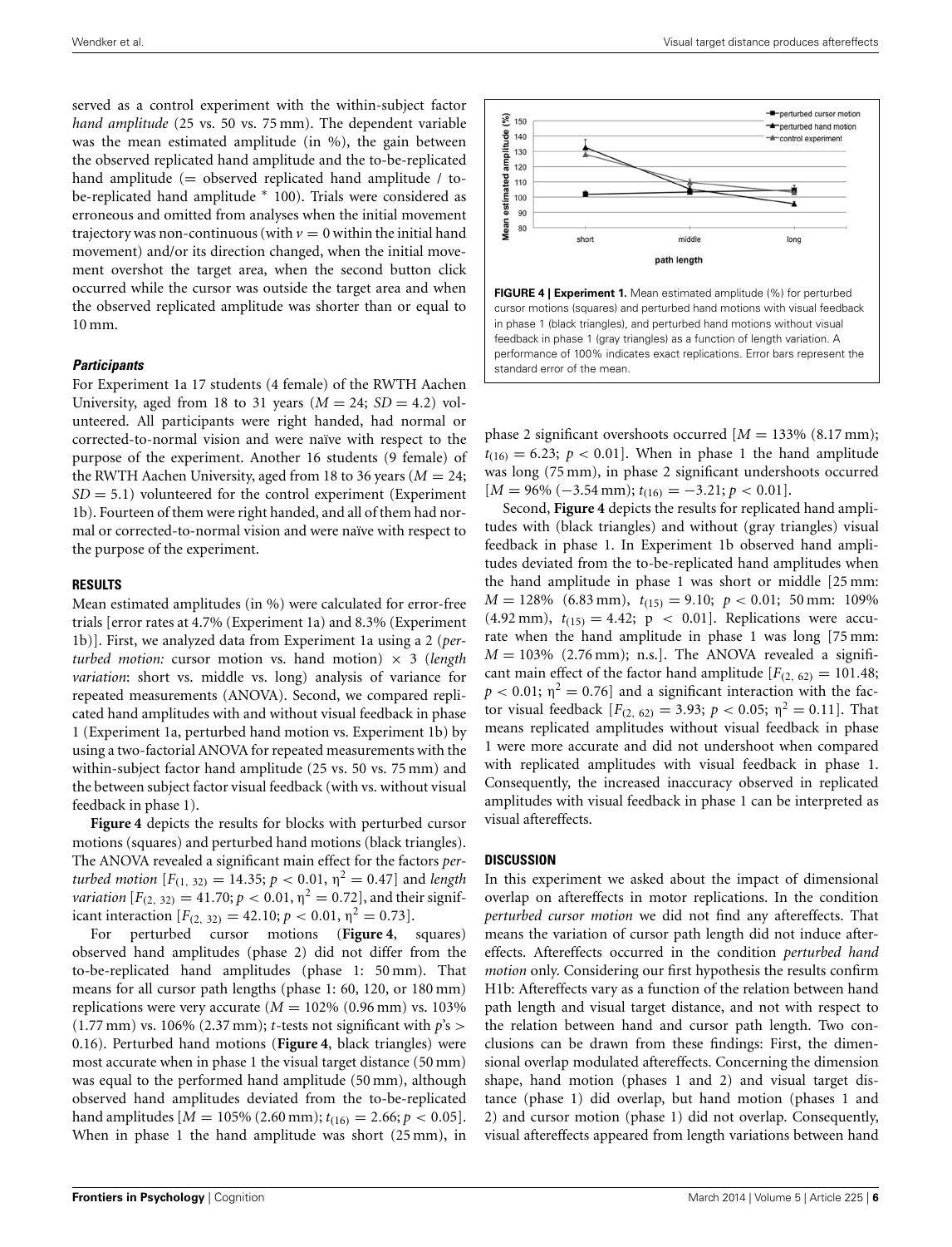served as a control experiment with the within-subject factor *hand amplitude* (25 vs. 50 vs. 75 mm). The dependent variable was the mean estimated amplitude (in %), the gain between the observed replicated hand amplitude and the to-be-replicated hand amplitude (= observed replicated hand amplitude / to-be-replicated hand amplitude * 100). Trials were considered as erroneous and omitted from analyses when the initial movement trajectory was non-continuous (with $v = 0$ within the initial hand movement) and/or its direction changed, when the initial movement overshot the target area, when the second button click occurred while the cursor was outside the target area and when the observed replicated amplitude was shorter than or equal to 10 mm.

#### *Participants*

For Experiment 1a 17 students (4 female) of the RWTH Aachen University, aged from 18 to 31 years ($M = 24$; $SD = 4.2$) volunteered. All participants were right handed, had normal or corrected-to-normal vision and were naïve with respect to the purpose of the experiment. Another 16 students (9 female) of the RWTH Aachen University, aged from 18 to 36 years ($M = 24$; $SD = 5.1$) volunteered for the control experiment (Experiment 1b). Fourteen of them were right handed, and all of them had normal or corrected-to-normal vision and were naïve with respect to the purpose of the experiment.

### RESULTS

Mean estimated amplitudes (in %) were calculated for error-free trials [error rates at 4.7% (Experiment 1a) and 8.3% (Experiment 1b)]. First, we analyzed data from Experiment 1a using a 2 (*perturbed motion:* cursor motion vs. hand motion) × 3 (*length variation*: short vs. middle vs. long) analysis of variance for repeated measurements (ANOVA). Second, we compared replicated hand amplitudes with and without visual feedback in phase 1 (Experiment 1a, perturbed hand motion vs. Experiment 1b) by using a two-factorial ANOVA for repeated measurements with the within-subject factor hand amplitude (25 vs. 50 vs. 75 mm) and the between subject factor visual feedback (with vs. without visual feedback in phase 1).

**Figure 4** depicts the results for blocks with perturbed cursor motions (squares) and perturbed hand motions (black triangles). The ANOVA revealed a significant main effect for the factors *perturbed motion* [$F_{(1,\ 32)} = 14.35$; $p < 0.01$, $\eta^2 = 0.47$] and *length variation* [$F_{(2,\ 32)} = 41.70$; $p < 0.01$, $\eta^2 = 0.72$], and their significant interaction [$F_{(2,\ 32)} = 42.10$; $p < 0.01$, $\eta^2 = 0.73$].

For perturbed cursor motions (**Figure 4**, squares) observed hand amplitudes (phase 2) did not differ from the to-be-replicated hand amplitudes (phase 1: 50 mm). That means for all cursor path lengths (phase 1: 60, 120, or 180 mm) replications were very accurate ($M = 102\%$ (0.96 mm) vs. 103% (1.77 mm) vs. 106% (2.37 mm); *t*-tests not significant with *p*'s > 0.16). Perturbed hand motions (**Figure 4**, black triangles) were most accurate when in phase 1 the visual target distance (50 mm) was equal to the performed hand amplitude (50 mm), although observed hand amplitudes deviated from the to-be-replicated hand amplitudes [$M = 105\%$ (2.60 mm); $t_{(16)} = 2.66$; $p < 0.05$]. When in phase 1 the hand amplitude was short (25 mm), in phase 2 significant overshoots occurred [$M = 133\%$ (8.17 mm); $t_{(16)} = 6.23$; $p < 0.01$]. When in phase 1 the hand amplitude was long (75 mm), in phase 2 significant undershoots occurred [$M = 96\%$ (−3.54 mm); $t_{(16)} = -3.21$; $p < 0.01$].

**FIGURE 4 | Experiment 1.** Mean estimated amplitude (%) for perturbed cursor motions (squares) and perturbed hand motions with visual feedback in phase 1 (black triangles), and perturbed hand motions without visual feedback in phase 1 (gray triangles) as a function of length variation. A performance of 100% indicates exact replications. Error bars represent the standard error of the mean.

Second, **Figure 4** depicts the results for replicated hand amplitudes with (black triangles) and without (gray triangles) visual feedback in phase 1. In Experiment 1b observed hand amplitudes deviated from the to-be-replicated hand amplitudes when the hand amplitude in phase 1 was short or middle [25 mm: $M = 128\%$ (6.83 mm), $t_{(15)} = 9.10$; $p < 0.01$; 50 mm: 109% (4.92 mm), $t_{(15)} = 4.42$; $p < 0.01$]. Replications were accurate when the hand amplitude in phase 1 was long [75 mm: $M = 103\%$ (2.76 mm); n.s.]. The ANOVA revealed a significant main effect of the factor hand amplitude [$F_{(2,\ 62)} = 101.48$; $p < 0.01$; $\eta^2 = 0.76$] and a significant interaction with the factor visual feedback [$F_{(2,\ 62)} = 3.93$; $p < 0.05$; $\eta^2 = 0.11$]. That means replicated amplitudes without visual feedback in phase 1 were more accurate and did not undershoot when compared with replicated amplitudes with visual feedback in phase 1. Consequently, the increased inaccuracy observed in replicated amplitudes with visual feedback in phase 1 can be interpreted as visual aftereffects.

### DISCUSSION

In this experiment we asked about the impact of dimensional overlap on aftereffects in motor replications. In the condition *perturbed cursor motion* we did not find any aftereffects. That means the variation of cursor path length did not induce aftereffects. Aftereffects occurred in the condition *perturbed hand motion* only. Considering our first hypothesis the results confirm H1b: Aftereffects vary as a function of the relation between hand path length and visual target distance, and not with respect to the relation between hand and cursor path length. Two conclusions can be drawn from these findings: First, the dimensional overlap modulated aftereffects. Concerning the dimension shape, hand motion (phases 1 and 2) and visual target distance (phase 1) did overlap, but hand motion (phases 1 and 2) and cursor motion (phase 1) did not overlap. Consequently, visual aftereffects appeared from length variations between hand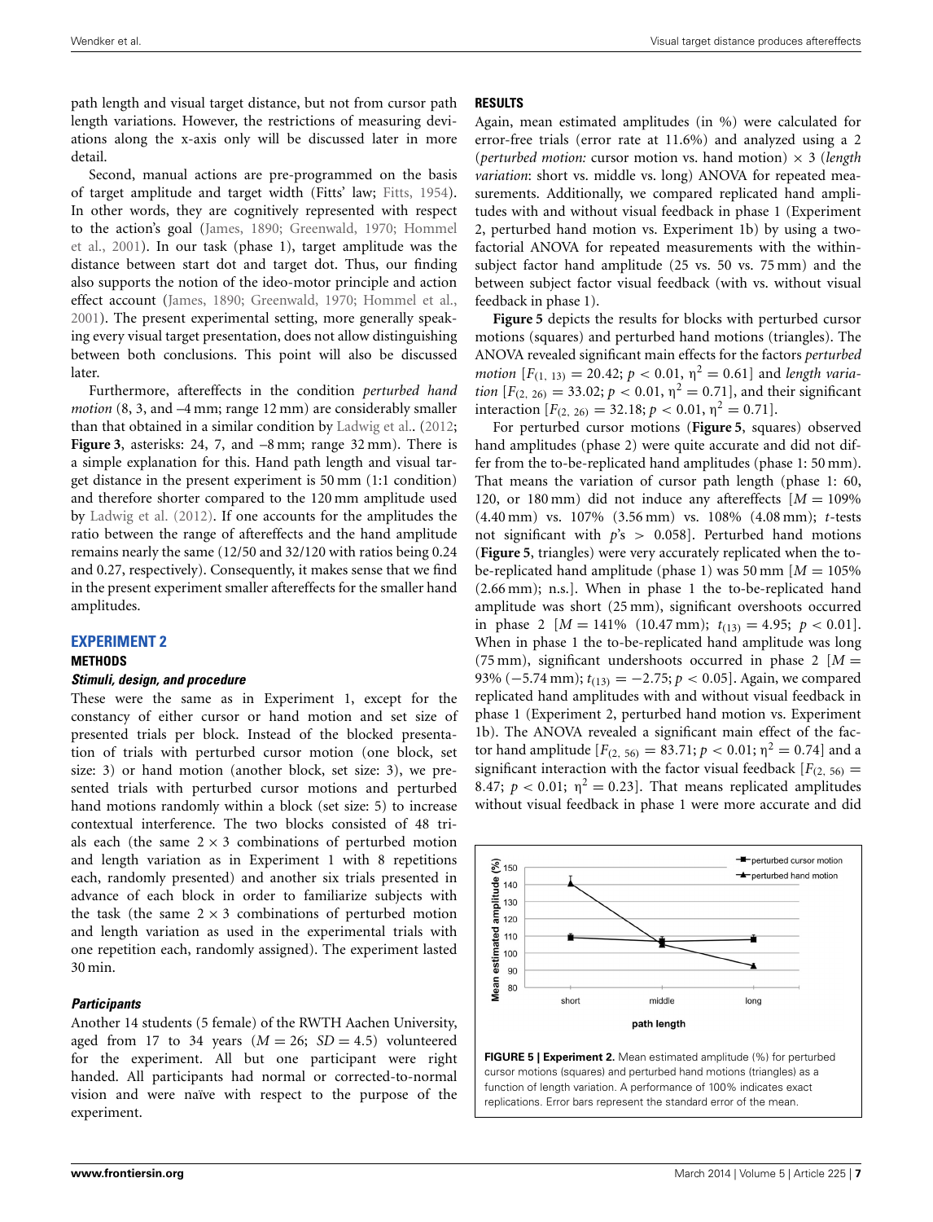path length and visual target distance, but not from cursor path length variations. However, the restrictions of measuring deviations along the x-axis only will be discussed later in more detail.

Second, manual actions are pre-programmed on the basis of target amplitude and target width (Fitts' law; Fitts, 1954). In other words, they are cognitively represented with respect to the action's goal (James, 1890; Greenwald, 1970; Hommel et al., 2001). In our task (phase 1), target amplitude was the distance between start dot and target dot. Thus, our finding also supports the notion of the ideo-motor principle and action effect account (James, 1890; Greenwald, 1970; Hommel et al., 2001). The present experimental setting, more generally speaking every visual target presentation, does not allow distinguishing between both conclusions. This point will also be discussed later.

Furthermore, aftereffects in the condition *perturbed hand motion* (8, 3, and –4 mm; range 12 mm) are considerably smaller than that obtained in a similar condition by Ladwig et al.. (2012; **Figure 3**, asterisks: 24, 7, and –8 mm; range 32 mm). There is a simple explanation for this. Hand path length and visual target distance in the present experiment is 50 mm (1:1 condition) and therefore shorter compared to the 120 mm amplitude used by Ladwig et al. (2012). If one accounts for the amplitudes the ratio between the range of aftereffects and the hand amplitude remains nearly the same (12/50 and 32/120 with ratios being 0.24 and 0.27, respectively). Consequently, it makes sense that we find in the present experiment smaller aftereffects for the smaller hand amplitudes.

## EXPERIMENT 2

### METHODS

#### *Stimuli, design, and procedure*

These were the same as in Experiment 1, except for the constancy of either cursor or hand motion and set size of presented trials per block. Instead of the blocked presentation of trials with perturbed cursor motion (one block, set size: 3) or hand motion (another block, set size: 3), we presented trials with perturbed cursor motions and perturbed hand motions randomly within a block (set size: 5) to increase contextual interference. The two blocks consisted of 48 trials each (the same 2 × 3 combinations of perturbed motion and length variation as in Experiment 1 with 8 repetitions each, randomly presented) and another six trials presented in advance of each block in order to familiarize subjects with the task (the same 2 × 3 combinations of perturbed motion and length variation as used in the experimental trials with one repetition each, randomly assigned). The experiment lasted 30 min.

#### *Participants*

Another 14 students (5 female) of the RWTH Aachen University, aged from 17 to 34 years ($M = 26$; $SD = 4.5$) volunteered for the experiment. All but one participant were right handed. All participants had normal or corrected-to-normal vision and were naïve with respect to the purpose of the experiment.

### RESULTS

Again, mean estimated amplitudes (in %) were calculated for error-free trials (error rate at 11.6%) and analyzed using a 2 (*perturbed motion:* cursor motion vs. hand motion) × 3 (*length variation*: short vs. middle vs. long) ANOVA for repeated measurements. Additionally, we compared replicated hand amplitudes with and without visual feedback in phase 1 (Experiment 2, perturbed hand motion vs. Experiment 1b) by using a two-factorial ANOVA for repeated measurements with the within-subject factor hand amplitude (25 vs. 50 vs. 75 mm) and the between subject factor visual feedback (with vs. without visual feedback in phase 1).

**Figure 5** depicts the results for blocks with perturbed cursor motions (squares) and perturbed hand motions (triangles). The ANOVA revealed significant main effects for the factors *perturbed motion* [$F_{(1,\,13)} = 20.42$; $p < 0.01$, $\eta^2 = 0.61$] and *length variation* [$F_{(2,\,26)} = 33.02$; $p < 0.01$, $\eta^2 = 0.71$], and their significant interaction [$F_{(2,\,26)} = 32.18$; $p < 0.01$, $\eta^2 = 0.71$].

For perturbed cursor motions (**Figure 5**, squares) observed hand amplitudes (phase 2) were quite accurate and did not differ from the to-be-replicated hand amplitudes (phase 1: 50 mm). That means the variation of cursor path length (phase 1: 60, 120, or 180 mm) did not induce any aftereffects [$M = 109\%$ (4.40 mm) vs. 107% (3.56 mm) vs. 108% (4.08 mm); *t*-tests not significant with $p$'s $> 0.058$]. Perturbed hand motions (**Figure 5**, triangles) were very accurately replicated when the to-be-replicated hand amplitude (phase 1) was 50 mm [$M = 105\%$ (2.66 mm); n.s.]. When in phase 1 the to-be-replicated hand amplitude was short (25 mm), significant overshoots occurred in phase 2 [$M = 141\%$ (10.47 mm); $t_{(13)} = 4.95$; $p < 0.01$]. When in phase 1 the to-be-replicated hand amplitude was long (75 mm), significant undershoots occurred in phase 2 [$M = 93\%$ (−5.74 mm); $t_{(13)} = -2.75$; $p < 0.05$]. Again, we compared replicated hand amplitudes with and without visual feedback in phase 1 (Experiment 2, perturbed hand motion vs. Experiment 1b). The ANOVA revealed a significant main effect of the factor hand amplitude [$F_{(2,\,56)} = 83.71$; $p < 0.01$; $\eta^2 = 0.74$] and a significant interaction with the factor visual feedback [$F_{(2,\,56)} = 8.47$; $p < 0.01$; $\eta^2 = 0.23$]. That means replicated amplitudes without visual feedback in phase 1 were more accurate and did

**FIGURE 5 | Experiment 2.** Mean estimated amplitude (%) for perturbed cursor motions (squares) and perturbed hand motions (triangles) as a function of length variation. A performance of 100% indicates exact replications. Error bars represent the standard error of the mean.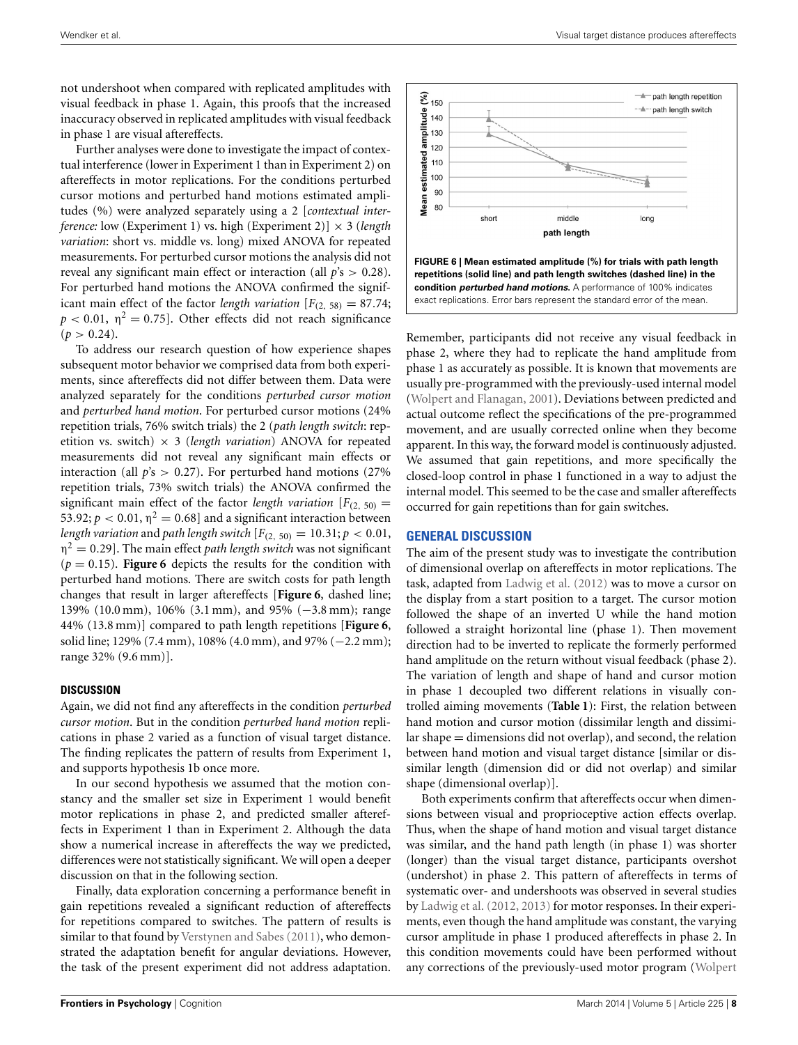not undershoot when compared with replicated amplitudes with visual feedback in phase 1. Again, this proofs that the increased inaccuracy observed in replicated amplitudes with visual feedback in phase 1 are visual aftereffects.

Further analyses were done to investigate the impact of contextual interference (lower in Experiment 1 than in Experiment 2) on aftereffects in motor replications. For the conditions perturbed cursor motions and perturbed hand motions estimated amplitudes (%) were analyzed separately using a 2 [*contextual interference:* low (Experiment 1) vs. high (Experiment 2)] × 3 (*length variation*: short vs. middle vs. long) mixed ANOVA for repeated measurements. For perturbed cursor motions the analysis did not reveal any significant main effect or interaction (all $p$'s $> 0.28$). For perturbed hand motions the ANOVA confirmed the significant main effect of the factor *length variation* [$F_{(2, 58)} = 87.74$; $p < 0.01$, $\eta^2 = 0.75$]. Other effects did not reach significance ($p > 0.24$).

To address our research question of how experience shapes subsequent motor behavior we comprised data from both experiments, since aftereffects did not differ between them. Data were analyzed separately for the conditions *perturbed cursor motion* and *perturbed hand motion*. For perturbed cursor motions (24% repetition trials, 76% switch trials) the 2 (*path length switch*: repetition vs. switch) × 3 (*length variation*) ANOVA for repeated measurements did not reveal any significant main effects or interaction (all $p$'s $> 0.27$). For perturbed hand motions (27% repetition trials, 73% switch trials) the ANOVA confirmed the significant main effect of the factor *length variation* [$F_{(2, 50)} = 53.92$; $p < 0.01$, $\eta^2 = 0.68$] and a significant interaction between *length variation* and *path length switch* [$F_{(2, 50)} = 10.31$; $p < 0.01$, $\eta^2 = 0.29$]. The main effect *path length switch* was not significant ($p = 0.15$). **Figure 6** depicts the results for the condition with perturbed hand motions. There are switch costs for path length changes that result in larger aftereffects [**Figure 6**, dashed line; 139% (10.0 mm), 106% (3.1 mm), and 95% (−3.8 mm); range 44% (13.8 mm)] compared to path length repetitions [**Figure 6**, solid line; 129% (7.4 mm), 108% (4.0 mm), and 97% (−2.2 mm); range 32% (9.6 mm)].

**FIGURE 6 | Mean estimated amplitude (%) for trials with path length repetitions (solid line) and path length switches (dashed line) in the condition *perturbed hand motions*.** A performance of 100% indicates exact replications. Error bars represent the standard error of the mean.

### DISCUSSION

Again, we did not find any aftereffects in the condition *perturbed cursor motion*. But in the condition *perturbed hand motion* replications in phase 2 varied as a function of visual target distance. The finding replicates the pattern of results from Experiment 1, and supports hypothesis 1b once more.

In our second hypothesis we assumed that the motion constancy and the smaller set size in Experiment 1 would benefit motor replications in phase 2, and predicted smaller aftereffects in Experiment 1 than in Experiment 2. Although the data show a numerical increase in aftereffects the way we predicted, differences were not statistically significant. We will open a deeper discussion on that in the following section.

Finally, data exploration concerning a performance benefit in gain repetitions revealed a significant reduction of aftereffects for repetitions compared to switches. The pattern of results is similar to that found by Verstynen and Sabes (2011), who demonstrated the adaptation benefit for angular deviations. However, the task of the present experiment did not address adaptation. Remember, participants did not receive any visual feedback in phase 2, where they had to replicate the hand amplitude from phase 1 as accurately as possible. It is known that movements are usually pre-programmed with the previously-used internal model (Wolpert and Flanagan, 2001). Deviations between predicted and actual outcome reflect the specifications of the pre-programmed movement, and are usually corrected online when they become apparent. In this way, the forward model is continuously adjusted. We assumed that gain repetitions, and more specifically the closed-loop control in phase 1 functioned in a way to adjust the internal model. This seemed to be the case and smaller aftereffects occurred for gain repetitions than for gain switches.

## GENERAL DISCUSSION

The aim of the present study was to investigate the contribution of dimensional overlap on aftereffects in motor replications. The task, adapted from Ladwig et al. (2012) was to move a cursor on the display from a start position to a target. The cursor motion followed the shape of an inverted U while the hand motion followed a straight horizontal line (phase 1). Then movement direction had to be inverted to replicate the formerly performed hand amplitude on the return without visual feedback (phase 2). The variation of length and shape of hand and cursor motion in phase 1 decoupled two different relations in visually controlled aiming movements (**Table 1**): First, the relation between hand motion and cursor motion (dissimilar length and dissimilar shape = dimensions did not overlap), and second, the relation between hand motion and visual target distance [similar or dissimilar length (dimension did or did not overlap) and similar shape (dimensional overlap)].

Both experiments confirm that aftereffects occur when dimensions between visual and proprioceptive action effects overlap. Thus, when the shape of hand motion and visual target distance was similar, and the hand path length (in phase 1) was shorter (longer) than the visual target distance, participants overshot (undershoot) in phase 2. This pattern of aftereffects in terms of systematic over- and undershoots was observed in several studies by Ladwig et al. (2012, 2013) for motor responses. In their experiments, even though the hand amplitude was constant, the varying cursor amplitude in phase 1 produced aftereffects in phase 2. In this condition movements could have been performed without any corrections of the previously-used motor program (Wolpert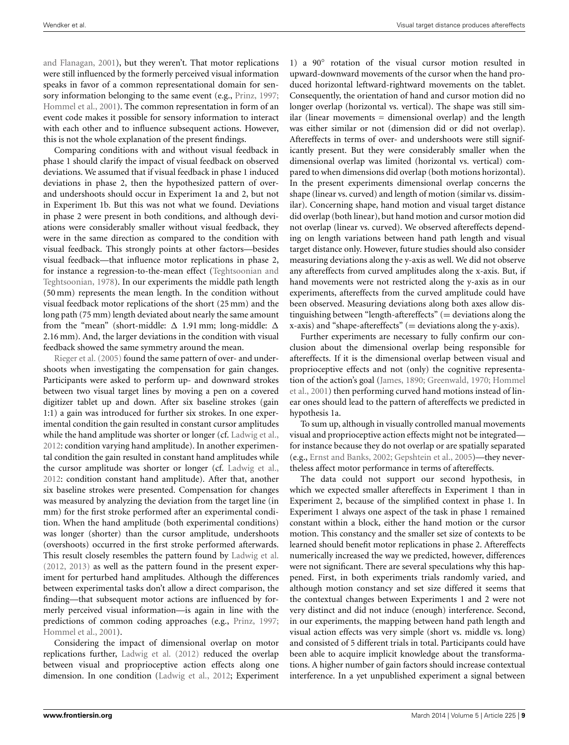and Flanagan, 2001), but they weren't. That motor replications were still influenced by the formerly perceived visual information speaks in favor of a common representational domain for sensory information belonging to the same event (e.g., Prinz, 1997; Hommel et al., 2001). The common representation in form of an event code makes it possible for sensory information to interact with each other and to influence subsequent actions. However, this is not the whole explanation of the present findings.

Comparing conditions with and without visual feedback in phase 1 should clarify the impact of visual feedback on observed deviations. We assumed that if visual feedback in phase 1 induced deviations in phase 2, then the hypothesized pattern of over- and undershoots should occur in Experiment 1a and 2, but not in Experiment 1b. But this was not what we found. Deviations in phase 2 were present in both conditions, and although deviations were considerably smaller without visual feedback, they were in the same direction as compared to the condition with visual feedback. This strongly points at other factors—besides visual feedback—that influence motor replications in phase 2, for instance a regression-to-the-mean effect (Teghtsoonian and Teghtsoonian, 1978). In our experiments the middle path length (50 mm) represents the mean length. In the condition without visual feedback motor replications of the short (25 mm) and the long path (75 mm) length deviated about nearly the same amount from the "mean" (short-middle: $\Delta$ 1.91 mm; long-middle: $\Delta$ 2.16 mm). And, the larger deviations in the condition with visual feedback showed the same symmetry around the mean.

Rieger et al. (2005) found the same pattern of over- and undershoots when investigating the compensation for gain changes. Participants were asked to perform up- and downward strokes between two visual target lines by moving a pen on a covered digitizer tablet up and down. After six baseline strokes (gain 1:1) a gain was introduced for further six strokes. In one experimental condition the gain resulted in constant cursor amplitudes while the hand amplitude was shorter or longer (cf. Ladwig et al., 2012: condition varying hand amplitude). In another experimental condition the gain resulted in constant hand amplitudes while the cursor amplitude was shorter or longer (cf. Ladwig et al., 2012: condition constant hand amplitude). After that, another six baseline strokes were presented. Compensation for changes was measured by analyzing the deviation from the target line (in mm) for the first stroke performed after an experimental condition. When the hand amplitude (both experimental conditions) was longer (shorter) than the cursor amplitude, undershoots (overshoots) occurred in the first stroke performed afterwards. This result closely resembles the pattern found by Ladwig et al. (2012, 2013) as well as the pattern found in the present experiment for perturbed hand amplitudes. Although the differences between experimental tasks don't allow a direct comparison, the finding—that subsequent motor actions are influenced by formerly perceived visual information—is again in line with the predictions of common coding approaches (e.g., Prinz, 1997; Hommel et al., 2001).

Considering the impact of dimensional overlap on motor replications further, Ladwig et al. (2012) reduced the overlap between visual and proprioceptive action effects along one dimension. In one condition (Ladwig et al., 2012; Experiment 1) a 90° rotation of the visual cursor motion resulted in upward-downward movements of the cursor when the hand produced horizontal leftward-rightward movements on the tablet. Consequently, the orientation of hand and cursor motion did no longer overlap (horizontal vs. vertical). The shape was still similar (linear movements = dimensional overlap) and the length was either similar or not (dimension did or did not overlap). Aftereffects in terms of over- and undershoots were still significantly present. But they were considerably smaller when the dimensional overlap was limited (horizontal vs. vertical) compared to when dimensions did overlap (both motions horizontal). In the present experiments dimensional overlap concerns the shape (linear vs. curved) and length of motion (similar vs. dissimilar). Concerning shape, hand motion and visual target distance did overlap (both linear), but hand motion and cursor motion did not overlap (linear vs. curved). We observed aftereffects depending on length variations between hand path length and visual target distance only. However, future studies should also consider measuring deviations along the y-axis as well. We did not observe any aftereffects from curved amplitudes along the x-axis. But, if hand movements were not restricted along the y-axis as in our experiments, aftereffects from the curved amplitude could have been observed. Measuring deviations along both axes allow distinguishing between "length-aftereffects" (= deviations along the x-axis) and "shape-aftereffects" (= deviations along the y-axis).

Further experiments are necessary to fully confirm our conclusion about the dimensional overlap being responsible for aftereffects. If it is the dimensional overlap between visual and proprioceptive effects and not (only) the cognitive representation of the action's goal (James, 1890; Greenwald, 1970; Hommel et al., 2001) then performing curved hand motions instead of linear ones should lead to the pattern of aftereffects we predicted in hypothesis 1a.

To sum up, although in visually controlled manual movements visual and proprioceptive action effects might not be integrated—for instance because they do not overlap or are spatially separated (e.g., Ernst and Banks, 2002; Gepshtein et al., 2005)—they nevertheless affect motor performance in terms of aftereffects.

The data could not support our second hypothesis, in which we expected smaller aftereffects in Experiment 1 than in Experiment 2, because of the simplified context in phase 1. In Experiment 1 always one aspect of the task in phase 1 remained constant within a block, either the hand motion or the cursor motion. This constancy and the smaller set size of contexts to be learned should benefit motor replications in phase 2. Aftereffects numerically increased the way we predicted, however, differences were not significant. There are several speculations why this happened. First, in both experiments trials randomly varied, and although motion constancy and set size differed it seems that the contextual changes between Experiments 1 and 2 were not very distinct and did not induce (enough) interference. Second, in our experiments, the mapping between hand path length and visual action effects was very simple (short vs. middle vs. long) and consisted of 5 different trials in total. Participants could have been able to acquire implicit knowledge about the transformations. A higher number of gain factors should increase contextual interference. In a yet unpublished experiment a signal between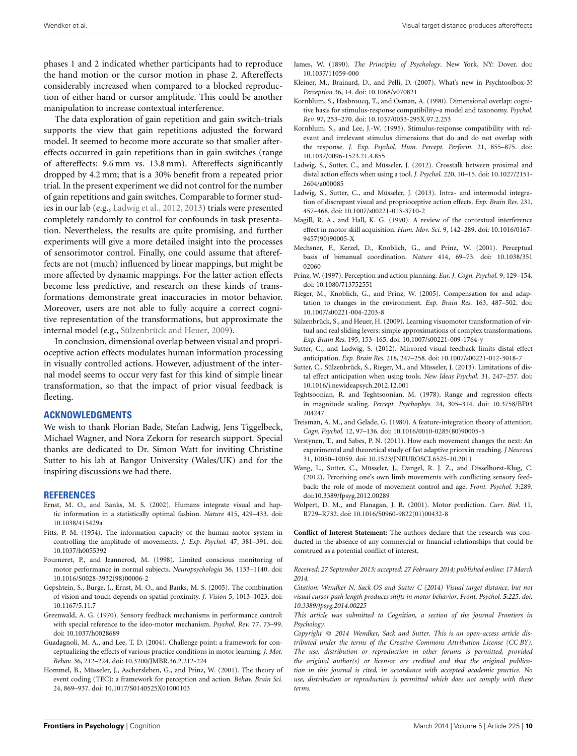phases 1 and 2 indicated whether participants had to reproduce the hand motion or the cursor motion in phase 2. Aftereffects considerably increased when compared to a blocked reproduction of either hand or cursor amplitude. This could be another manipulation to increase contextual interference.

The data exploration of gain repetition and gain switch-trials supports the view that gain repetitions adjusted the forward model. It seemed to become more accurate so that smaller aftereffects occurred in gain repetitions than in gain switches (range of aftereffects: 9.6 mm vs. 13.8 mm). Aftereffects significantly dropped by 4.2 mm; that is a 30% benefit from a repeated prior trial. In the present experiment we did not control for the number of gain repetitions and gain switches. Comparable to former studies in our lab (e.g., Ladwig et al., 2012, 2013) trials were presented completely randomly to control for confounds in task presentation. Nevertheless, the results are quite promising, and further experiments will give a more detailed insight into the processes of sensorimotor control. Finally, one could assume that aftereffects are not (much) influenced by linear mappings, but might be more affected by dynamic mappings. For the latter action effects become less predictive, and research on these kinds of transformations demonstrate great inaccuracies in motor behavior. Moreover, users are not able to fully acquire a correct cognitive representation of the transformations, but approximate the internal model (e.g., Sülzenbrück and Heuer, 2009).

In conclusion, dimensional overlap between visual and proprioceptive action effects modulates human information processing in visually controlled actions. However, adjustment of the internal model seems to occur very fast for this kind of simple linear transformation, so that the impact of prior visual feedback is fleeting.

## ACKNOWLEDGMENTS

We wish to thank Florian Bade, Stefan Ladwig, Jens Tiggelbeck, Michael Wagner, and Nora Zekorn for research support. Special thanks are dedicated to Dr. Simon Watt for inviting Christine Sutter to his lab at Bangor University (Wales/UK) and for the inspiring discussions we had there.

## REFERENCES

Ernst, M. O., and Banks, M. S. (2002). Humans integrate visual and haptic information in a statistically optimal fashion. *Nature* 415, 429–433. doi: 10.1038/415429a

Fitts, P. M. (1954). The information capacity of the human motor system in controlling the amplitude of movements. *J. Exp. Psychol.* 47, 381–391. doi: 10.1037/h0055392

Fourneret, P., and Jeannerod, M. (1998). Limited conscious monitoring of motor performance in normal subjects. *Neuropsychologia* 36, 1133–1140. doi: 10.1016/S0028-3932(98)00006-2

Gepshtein, S., Burge, J., Ernst, M. O., and Banks, M. S. (2005). The combination of vision and touch depends on spatial proximity. *J. Vision* 5, 1013–1023. doi: 10.1167/5.11.7

Greenwald, A. G. (1970). Sensory feedback mechanisms in performance control: with special reference to the ideo-motor mechanism. *Psychol. Rev.* 77, 73–99. doi: 10.1037/h0028689

Guadagnoli, M. A., and Lee, T. D. (2004). Challenge point: a framework for conceptualizing the effects of various practice conditions in motor learning. *J. Mot. Behav.* 36, 212–224. doi: 10.3200/JMBR.36.2.212-224

Hommel, B., Müsseler, J., Aschersleben, G., and Prinz, W. (2001). The theory of event coding (TEC): a framework for perception and action. *Behav. Brain Sci.* 24, 869–937. doi: 10.1017/S0140525X01000103

James, W. (1890). *The Principles of Psychology*. New York, NY: Dover. doi: 10.1037/11059-000

Kleiner, M., Brainard, D., and Pelli, D. (2007). What's new in Psychtoolbox-3? *Perception* 36, 14. doi: 10.1068/v070821

Kornblum, S., Hasbroucq, T., and Osman, A. (1990). Dimensional overlap: cognitive basis for stimulus-response compatibility–a model and taxonomy. *Psychol. Rev.* 97, 253–270. doi: 10.1037/0033-295X.97.2.253

Kornblum, S., and Lee, J.-W. (1995). Stimulus-response compatibility with relevant and irrelevant stimulus dimensions that do and do not overlap with the response. *J. Exp. Psychol. Hum. Percept. Perform.* 21, 855–875. doi: 10.1037/0096-1523.21.4.855

Ladwig, S., Sutter, C., and Müsseler, J. (2012). Crosstalk between proximal and distal action effects when using a tool. *J. Psychol.* 220, 10–15. doi: 10.1027/2151-2604/a000085

Ladwig, S., Sutter, C., and Müsseler, J. (2013). Intra- and intermodal integration of discrepant visual and proprioceptive action effects. *Exp. Brain Res.* 231, 457–468. doi: 10.1007/s00221-013-3710-2

Magill, R. A., and Hall, K. G. (1990). A review of the contextual interference effect in motor skill acquisition. *Hum. Mov. Sci.* 9, 142–289. doi: 10.1016/0167-9457(90)90005-X

Mechsner, F., Kerzel, D., Knoblich, G., and Prinz, W. (2001). Perceptual basis of bimanual coordination. *Nature* 414, 69–73. doi: 10.1038/35102060

Prinz, W. (1997). Perception and action planning. *Eur. J. Cogn. Psychol.* 9, 129–154. doi: 10.1080/713752551

Rieger, M., Knoblich, G., and Prinz, W. (2005). Compensation for and adaptation to changes in the environment. *Exp. Brain Res.* 163, 487–502. doi: 10.1007/s00221-004-2203-8

Sülzenbrück, S., and Heuer, H. (2009). Learning visuomotor transformation of virtual and real sliding levers: simple approximations of complex transformations. *Exp. Brain Res.* 195, 153–165. doi: 10.1007/s00221-009-1764-y

Sutter, C., and Ladwig, S. (2012). Mirrored visual feedback limits distal effect anticipation. *Exp. Brain Res.* 218, 247–258. doi: 10.1007/s00221-012-3018-7

Sutter, C., Sülzenbrück, S., Rieger, M., and Müsseler, J. (2013). Limitations of distal effect anticipation when using tools. *New Ideas Psychol.* 31, 247–257. doi: 10.1016/j.newideapsych.2012.12.001

Teghtsoonian, R. and Teghtsoonian, M. (1978). Range and regression effects in magnitude scaling. *Percept. Psychophys.* 24, 305–314. doi: 10.3758/BF03204247

Treisman, A. M., and Gelade, G. (1980). A feature-integration theory of attention. *Cogn. Psychol.* 12, 97–136. doi: 10.1016/0010-0285(80)90005-5

Verstynen, T., and Sabes, P. N. (2011). How each movement changes the next: An experimental and theoretical study of fast adaptive priors in reaching. *J Neurosci* 31, 10050–10059. doi: 10.1523/JNEUROSCI.6525-10.2011

Wang, L., Sutter, C., Müsseler, J., Dangel, R. J. Z., and Disselhorst-Klug, C. (2012). Perceiving one's own limb movements with conflicting sensory feedback: the role of mode of movement control and age. *Front. Psychol.* 3:289. doi:10.3389/fpsyg.2012.00289

Wolpert, D. M., and Flanagan, J. R. (2001). Motor prediction. *Curr. Biol.* 11, R729–R732. doi: 10.1016/S0960-9822(01)00432-8

**Conflict of Interest Statement:** The authors declare that the research was conducted in the absence of any commercial or financial relationships that could be construed as a potential conflict of interest.

*Received: 27 September 2013; accepted: 27 February 2014; published online: 17 March 2014.*

*Citation: Wendker N, Sack OS and Sutter C (2014) Visual target distance, but not visual cursor path length produces shifts in motor behavior. Front. Psychol.* ***5****:225. doi: 10.3389/fpsyg.2014.00225*

*This article was submitted to Cognition, a section of the journal Frontiers in Psychology.*

*Copyright © 2014 Wendker, Sack and Sutter. This is an open-access article distributed under the terms of the Creative Commons Attribution License (CC BY). The use, distribution or reproduction in other forums is permitted, provided the original author(s) or licensor are credited and that the original publication in this journal is cited, in accordance with accepted academic practice. No use, distribution or reproduction is permitted which does not comply with these terms.*